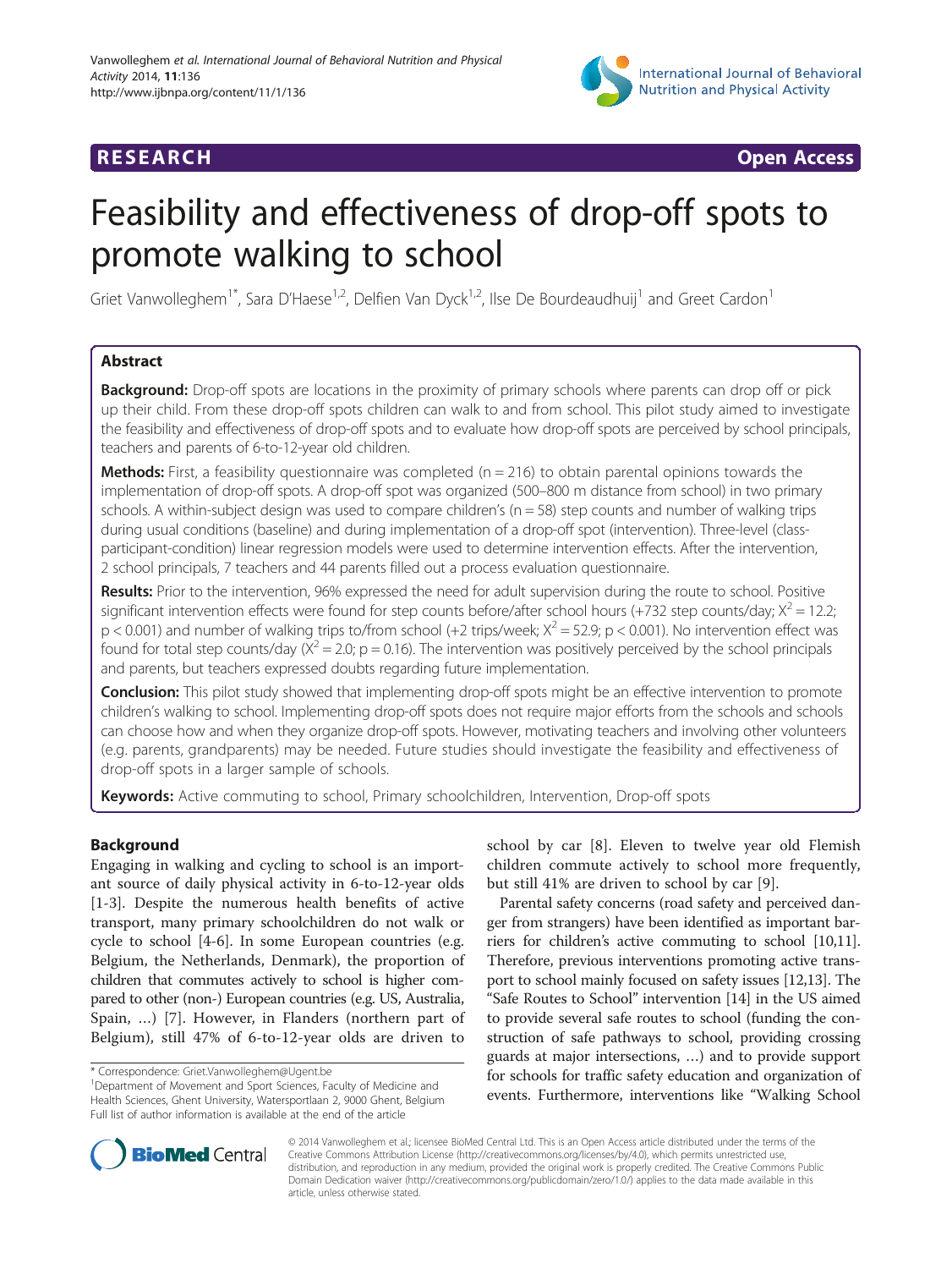RESEARCH Open Access

# Feasibility and effectiveness of drop-off spots to promote walking to school

Griet Vanwolleghem[1*], Sara D'Haese[1,2], Delfien Van Dyck[1,2], Ilse De Bourdeaudhuij[1] and Greet Cardon[1]

## Abstract

**Background:** Drop-off spots are locations in the proximity of primary schools where parents can drop off or pick up their child. From these drop-off spots children can walk to and from school. This pilot study aimed to investigate the feasibility and effectiveness of drop-off spots and to evaluate how drop-off spots are perceived by school principals, teachers and parents of 6-to-12-year old children.

**Methods:** First, a feasibility questionnaire was completed (n = 216) to obtain parental opinions towards the implementation of drop-off spots. A drop-off spot was organized (500–800 m distance from school) in two primary schools. A within-subject design was used to compare children's (n = 58) step counts and number of walking trips during usual conditions (baseline) and during implementation of a drop-off spot (intervention). Three-level (class-participant-condition) linear regression models were used to determine intervention effects. After the intervention, 2 school principals, 7 teachers and 44 parents filled out a process evaluation questionnaire.

**Results:** Prior to the intervention, 96% expressed the need for adult supervision during the route to school. Positive significant intervention effects were found for step counts before/after school hours (+732 step counts/day; $X^2 = 12.2$; $p < 0.001$) and number of walking trips to/from school (+2 trips/week; $X^2 = 52.9$; $p < 0.001$). No intervention effect was found for total step counts/day ($X^2 = 2.0$; $p = 0.16$). The intervention was positively perceived by the school principals and parents, but teachers expressed doubts regarding future implementation.

**Conclusion:** This pilot study showed that implementing drop-off spots might be an effective intervention to promote children's walking to school. Implementing drop-off spots does not require major efforts from the schools and schools can choose how and when they organize drop-off spots. However, motivating teachers and involving other volunteers (e.g. parents, grandparents) may be needed. Future studies should investigate the feasibility and effectiveness of drop-off spots in a larger sample of schools.

**Keywords:** Active commuting to school, Primary schoolchildren, Intervention, Drop-off spots

## Background

Engaging in walking and cycling to school is an important source of daily physical activity in 6-to-12-year olds [1-3]. Despite the numerous health benefits of active transport, many primary schoolchildren do not walk or cycle to school [4-6]. In some European countries (e.g. Belgium, the Netherlands, Denmark), the proportion of children that commutes actively to school is higher compared to other (non-) European countries (e.g. US, Australia, Spain, …) [7]. However, in Flanders (northern part of Belgium), still 47% of 6-to-12-year olds are driven to school by car [8]. Eleven to twelve year old Flemish children commute actively to school more frequently, but still 41% are driven to school by car [9].

Parental safety concerns (road safety and perceived danger from strangers) have been identified as important barriers for children's active commuting to school [10,11]. Therefore, previous interventions promoting active transport to school mainly focused on safety issues [12,13]. The "Safe Routes to School" intervention [14] in the US aimed to provide several safe routes to school (funding the construction of safe pathways to school, providing crossing guards at major intersections, …) and to provide support for schools for traffic safety education and organization of events. Furthermore, interventions like "Walking School

* Correspondence: Griet.Vanwolleghem@Ugent.be
[1]Department of Movement and Sport Sciences, Faculty of Medicine and Health Sciences, Ghent University, Watersportlaan 2, 9000 Ghent, Belgium
Full list of author information is available at the end of the article

© 2014 Vanwolleghem et al.; licensee BioMed Central Ltd. This is an Open Access article distributed under the terms of the Creative Commons Attribution License (http://creativecommons.org/licenses/by/4.0), which permits unrestricted use, distribution, and reproduction in any medium, provided the original work is properly credited. The Creative Commons Public Domain Dedication waiver (http://creativecommons.org/publicdomain/zero/1.0/) applies to the data made available in this article, unless otherwise stated.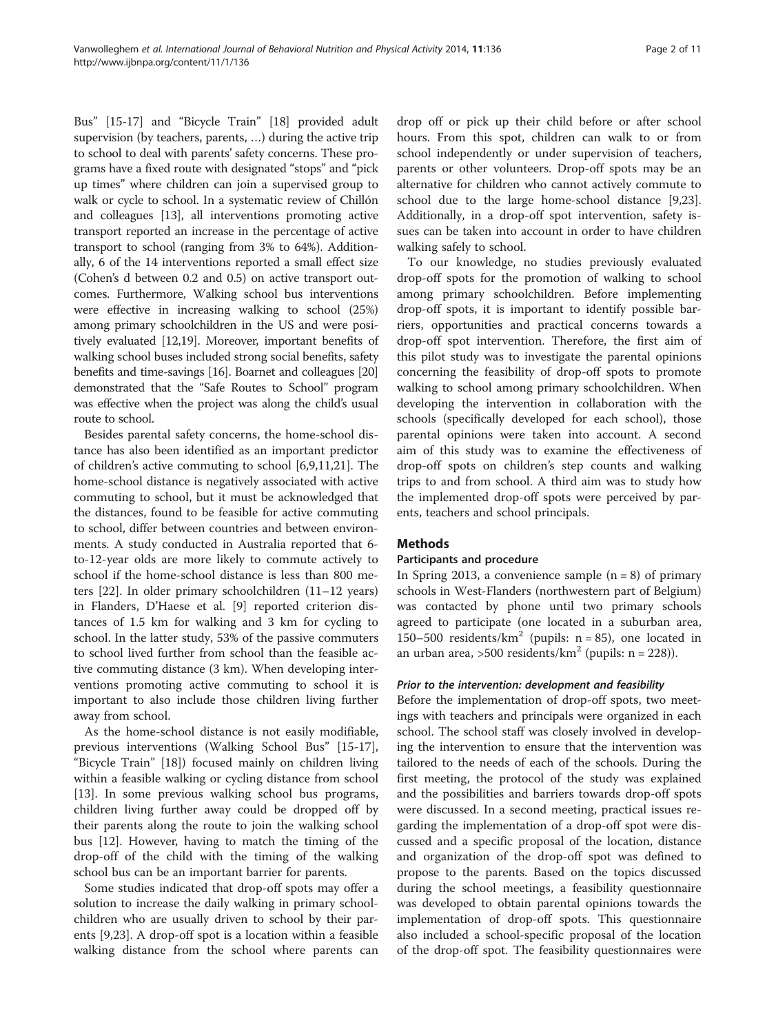Bus" [15-17] and "Bicycle Train" [18] provided adult supervision (by teachers, parents, …) during the active trip to school to deal with parents' safety concerns. These programs have a fixed route with designated "stops" and "pick up times" where children can join a supervised group to walk or cycle to school. In a systematic review of Chillón and colleagues [13], all interventions promoting active transport reported an increase in the percentage of active transport to school (ranging from 3% to 64%). Additionally, 6 of the 14 interventions reported a small effect size (Cohen's d between 0.2 and 0.5) on active transport outcomes. Furthermore, Walking school bus interventions were effective in increasing walking to school (25%) among primary schoolchildren in the US and were positively evaluated [12,19]. Moreover, important benefits of walking school buses included strong social benefits, safety benefits and time-savings [16]. Boarnet and colleagues [20] demonstrated that the "Safe Routes to School" program was effective when the project was along the child's usual route to school.

Besides parental safety concerns, the home-school distance has also been identified as an important predictor of children's active commuting to school [6,9,11,21]. The home-school distance is negatively associated with active commuting to school, but it must be acknowledged that the distances, found to be feasible for active commuting to school, differ between countries and between environments. A study conducted in Australia reported that 6-to-12-year olds are more likely to commute actively to school if the home-school distance is less than 800 meters [22]. In older primary schoolchildren (11–12 years) in Flanders, D'Haese et al. [9] reported criterion distances of 1.5 km for walking and 3 km for cycling to school. In the latter study, 53% of the passive commuters to school lived further from school than the feasible active commuting distance (3 km). When developing interventions promoting active commuting to school it is important to also include those children living further away from school.

As the home-school distance is not easily modifiable, previous interventions (Walking School Bus" [15-17], "Bicycle Train" [18]) focused mainly on children living within a feasible walking or cycling distance from school [13]. In some previous walking school bus programs, children living further away could be dropped off by their parents along the route to join the walking school bus [12]. However, having to match the timing of the drop-off of the child with the timing of the walking school bus can be an important barrier for parents.

Some studies indicated that drop-off spots may offer a solution to increase the daily walking in primary schoolchildren who are usually driven to school by their parents [9,23]. A drop-off spot is a location within a feasible walking distance from the school where parents can drop off or pick up their child before or after school hours. From this spot, children can walk to or from school independently or under supervision of teachers, parents or other volunteers. Drop-off spots may be an alternative for children who cannot actively commute to school due to the large home-school distance [9,23]. Additionally, in a drop-off spot intervention, safety issues can be taken into account in order to have children walking safely to school.

To our knowledge, no studies previously evaluated drop-off spots for the promotion of walking to school among primary schoolchildren. Before implementing drop-off spots, it is important to identify possible barriers, opportunities and practical concerns towards a drop-off spot intervention. Therefore, the first aim of this pilot study was to investigate the parental opinions concerning the feasibility of drop-off spots to promote walking to school among primary schoolchildren. When developing the intervention in collaboration with the schools (specifically developed for each school), those parental opinions were taken into account. A second aim of this study was to examine the effectiveness of drop-off spots on children's step counts and walking trips to and from school. A third aim was to study how the implemented drop-off spots were perceived by parents, teachers and school principals.

## Methods

### Participants and procedure

In Spring 2013, a convenience sample (n = 8) of primary schools in West-Flanders (northwestern part of Belgium) was contacted by phone until two primary schools agreed to participate (one located in a suburban area, 150–500 residents/km$^2$ (pupils: n = 85), one located in an urban area, >500 residents/km$^2$ (pupils: n = 228)).

#### *Prior to the intervention: development and feasibility*

Before the implementation of drop-off spots, two meetings with teachers and principals were organized in each school. The school staff was closely involved in developing the intervention to ensure that the intervention was tailored to the needs of each of the schools. During the first meeting, the protocol of the study was explained and the possibilities and barriers towards drop-off spots were discussed. In a second meeting, practical issues regarding the implementation of a drop-off spot were discussed and a specific proposal of the location, distance and organization of the drop-off spot was defined to propose to the parents. Based on the topics discussed during the school meetings, a feasibility questionnaire was developed to obtain parental opinions towards the implementation of drop-off spots. This questionnaire also included a school-specific proposal of the location of the drop-off spot. The feasibility questionnaires were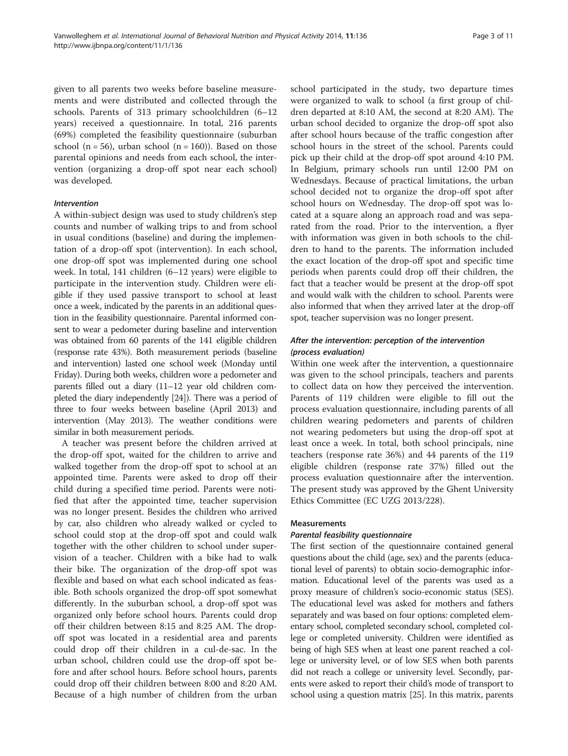given to all parents two weeks before baseline measurements and were distributed and collected through the schools. Parents of 313 primary schoolchildren (6–12 years) received a questionnaire. In total, 216 parents (69%) completed the feasibility questionnaire (suburban school (n = 56), urban school (n = 160)). Based on those parental opinions and needs from each school, the intervention (organizing a drop-off spot near each school) was developed.

#### *Intervention*

A within-subject design was used to study children's step counts and number of walking trips to and from school in usual conditions (baseline) and during the implementation of a drop-off spot (intervention). In each school, one drop-off spot was implemented during one school week. In total, 141 children (6–12 years) were eligible to participate in the intervention study. Children were eligible if they used passive transport to school at least once a week, indicated by the parents in an additional question in the feasibility questionnaire. Parental informed consent to wear a pedometer during baseline and intervention was obtained from 60 parents of the 141 eligible children (response rate 43%). Both measurement periods (baseline and intervention) lasted one school week (Monday until Friday). During both weeks, children wore a pedometer and parents filled out a diary (11–12 year old children completed the diary independently [24]). There was a period of three to four weeks between baseline (April 2013) and intervention (May 2013). The weather conditions were similar in both measurement periods.

A teacher was present before the children arrived at the drop-off spot, waited for the children to arrive and walked together from the drop-off spot to school at an appointed time. Parents were asked to drop off their child during a specified time period. Parents were notified that after the appointed time, teacher supervision was no longer present. Besides the children who arrived by car, also children who already walked or cycled to school could stop at the drop-off spot and could walk together with the other children to school under supervision of a teacher. Children with a bike had to walk their bike. The organization of the drop-off spot was flexible and based on what each school indicated as feasible. Both schools organized the drop-off spot somewhat differently. In the suburban school, a drop-off spot was organized only before school hours. Parents could drop off their children between 8:15 and 8:25 AM. The drop-off spot was located in a residential area and parents could drop off their children in a cul-de-sac. In the urban school, children could use the drop-off spot before and after school hours. Before school hours, parents could drop off their children between 8:00 and 8:20 AM. Because of a high number of children from the urban school participated in the study, two departure times were organized to walk to school (a first group of children departed at 8:10 AM, the second at 8:20 AM). The urban school decided to organize the drop-off spot also after school hours because of the traffic congestion after school hours in the street of the school. Parents could pick up their child at the drop-off spot around 4:10 PM. In Belgium, primary schools run until 12:00 PM on Wednesdays. Because of practical limitations, the urban school decided not to organize the drop-off spot after school hours on Wednesday. The drop-off spot was located at a square along an approach road and was separated from the road. Prior to the intervention, a flyer with information was given in both schools to the children to hand to the parents. The information included the exact location of the drop-off spot and specific time periods when parents could drop off their children, the fact that a teacher would be present at the drop-off spot and would walk with the children to school. Parents were also informed that when they arrived later at the drop-off spot, teacher supervision was no longer present.

#### *After the intervention: perception of the intervention (process evaluation)*

Within one week after the intervention, a questionnaire was given to the school principals, teachers and parents to collect data on how they perceived the intervention. Parents of 119 children were eligible to fill out the process evaluation questionnaire, including parents of all children wearing pedometers and parents of children not wearing pedometers but using the drop-off spot at least once a week. In total, both school principals, nine teachers (response rate 36%) and 44 parents of the 119 eligible children (response rate 37%) filled out the process evaluation questionnaire after the intervention. The present study was approved by the Ghent University Ethics Committee (EC UZG 2013/228).

### Measurements

#### *Parental feasibility questionnaire*

The first section of the questionnaire contained general questions about the child (age, sex) and the parents (educational level of parents) to obtain socio-demographic information. Educational level of the parents was used as a proxy measure of children's socio-economic status (SES). The educational level was asked for mothers and fathers separately and was based on four options: completed elementary school, completed secondary school, completed college or completed university. Children were identified as being of high SES when at least one parent reached a college or university level, or of low SES when both parents did not reach a college or university level. Secondly, parents were asked to report their child's mode of transport to school using a question matrix [25]. In this matrix, parents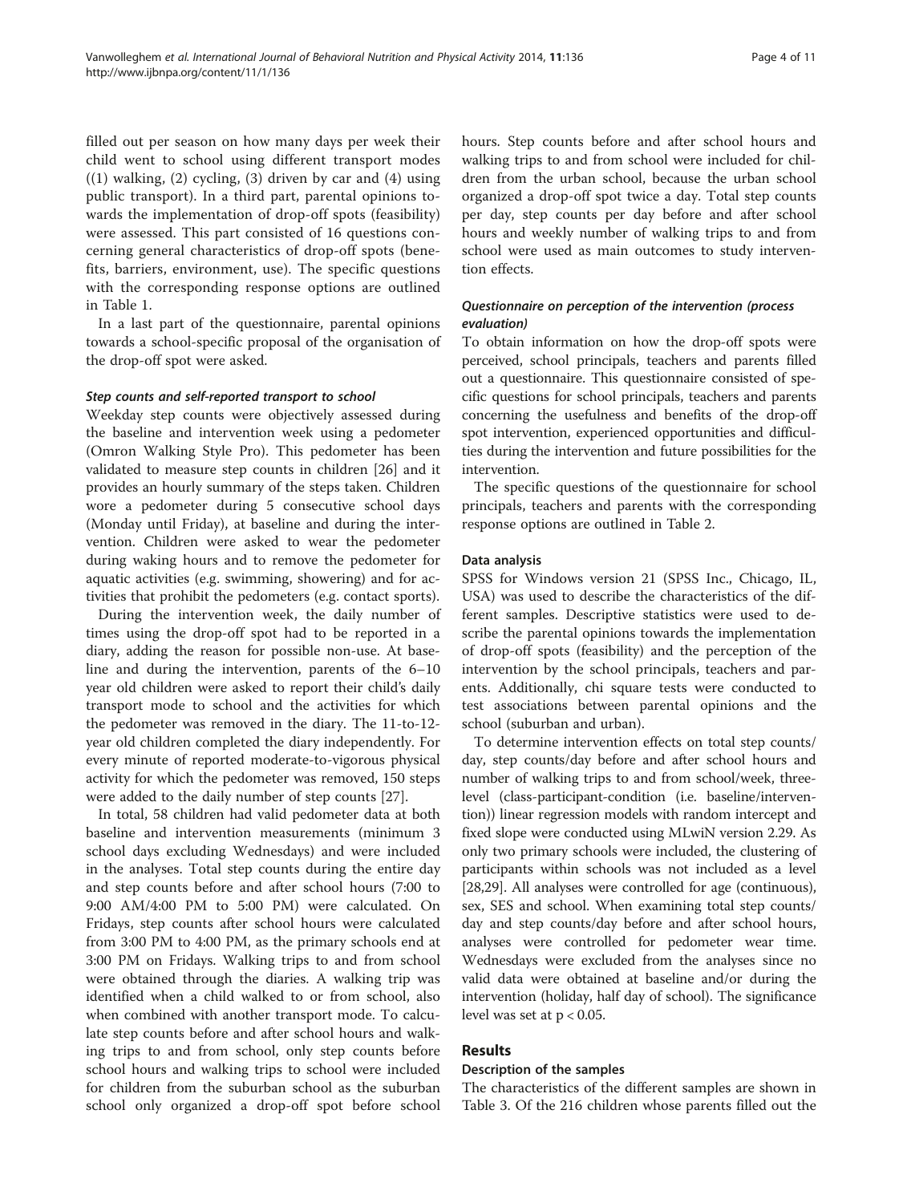filled out per season on how many days per week their child went to school using different transport modes ((1) walking, (2) cycling, (3) driven by car and (4) using public transport). In a third part, parental opinions towards the implementation of drop-off spots (feasibility) were assessed. This part consisted of 16 questions concerning general characteristics of drop-off spots (benefits, barriers, environment, use). The specific questions with the corresponding response options are outlined in Table 1.

In a last part of the questionnaire, parental opinions towards a school-specific proposal of the organisation of the drop-off spot were asked.

#### *Step counts and self-reported transport to school*

Weekday step counts were objectively assessed during the baseline and intervention week using a pedometer (Omron Walking Style Pro). This pedometer has been validated to measure step counts in children [26] and it provides an hourly summary of the steps taken. Children wore a pedometer during 5 consecutive school days (Monday until Friday), at baseline and during the intervention. Children were asked to wear the pedometer during waking hours and to remove the pedometer for aquatic activities (e.g. swimming, showering) and for activities that prohibit the pedometers (e.g. contact sports).

During the intervention week, the daily number of times using the drop-off spot had to be reported in a diary, adding the reason for possible non-use. At baseline and during the intervention, parents of the 6–10 year old children were asked to report their child's daily transport mode to school and the activities for which the pedometer was removed in the diary. The 11-to-12-year old children completed the diary independently. For every minute of reported moderate-to-vigorous physical activity for which the pedometer was removed, 150 steps were added to the daily number of step counts [27].

In total, 58 children had valid pedometer data at both baseline and intervention measurements (minimum 3 school days excluding Wednesdays) and were included in the analyses. Total step counts during the entire day and step counts before and after school hours (7:00 to 9:00 AM/4:00 PM to 5:00 PM) were calculated. On Fridays, step counts after school hours were calculated from 3:00 PM to 4:00 PM, as the primary schools end at 3:00 PM on Fridays. Walking trips to and from school were obtained through the diaries. A walking trip was identified when a child walked to or from school, also when combined with another transport mode. To calculate step counts before and after school hours and walking trips to and from school, only step counts before school hours and walking trips to school were included for children from the suburban school as the suburban school only organized a drop-off spot before school hours. Step counts before and after school hours and walking trips to and from school were included for children from the urban school, because the urban school organized a drop-off spot twice a day. Total step counts per day, step counts per day before and after school hours and weekly number of walking trips to and from school were used as main outcomes to study intervention effects.

#### *Questionnaire on perception of the intervention (process evaluation)*

To obtain information on how the drop-off spots were perceived, school principals, teachers and parents filled out a questionnaire. This questionnaire consisted of specific questions for school principals, teachers and parents concerning the usefulness and benefits of the drop-off spot intervention, experienced opportunities and difficulties during the intervention and future possibilities for the intervention.

The specific questions of the questionnaire for school principals, teachers and parents with the corresponding response options are outlined in Table 2.

### Data analysis

SPSS for Windows version 21 (SPSS Inc., Chicago, IL, USA) was used to describe the characteristics of the different samples. Descriptive statistics were used to describe the parental opinions towards the implementation of drop-off spots (feasibility) and the perception of the intervention by the school principals, teachers and parents. Additionally, chi square tests were conducted to test associations between parental opinions and the school (suburban and urban).

To determine intervention effects on total step counts/day, step counts/day before and after school hours and number of walking trips to and from school/week, three-level (class-participant-condition (i.e. baseline/intervention)) linear regression models with random intercept and fixed slope were conducted using MLwiN version 2.29. As only two primary schools were included, the clustering of participants within schools was not included as a level [28,29]. All analyses were controlled for age (continuous), sex, SES and school. When examining total step counts/day and step counts/day before and after school hours, analyses were controlled for pedometer wear time. Wednesdays were excluded from the analyses since no valid data were obtained at baseline and/or during the intervention (holiday, half day of school). The significance level was set at $p < 0.05$.

## Results

### Description of the samples

The characteristics of the different samples are shown in Table 3. Of the 216 children whose parents filled out the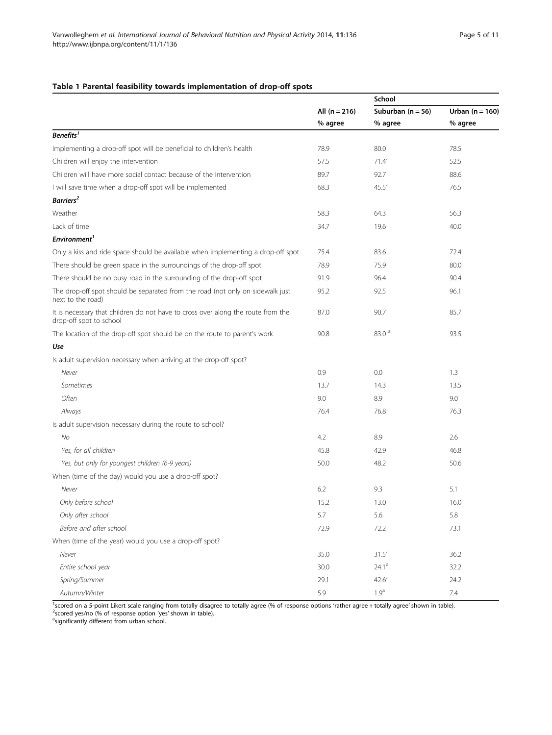**Table 1 Parental feasibility towards implementation of drop-off spots**

| | All (n = 216) | School | |
|---|---|---|---|
| | | Suburban (n = 56) | Urban (n = 160) |
| | % agree | % agree | % agree |
| ***Benefits*[1]** | | | |
| Implementing a drop-off spot will be beneficial to children's health | 78.9 | 80.0 | 78.5 |
| Children will enjoy the intervention | 57.5 | 71.4[a] | 52.5 |
| Children will have more social contact because of the intervention | 89.7 | 92.7 | 88.6 |
| I will save time when a drop-off spot will be implemented | 68.3 | 45.5[a] | 76.5 |
| ***Barriers*[2]** | | | |
| Weather | 58.3 | 64.3 | 56.3 |
| Lack of time | 34.7 | 19.6 | 40.0 |
| ***Environment*[1]** | | | |
| Only a kiss and ride space should be available when implementing a drop-off spot | 75.4 | 83.6 | 72.4 |
| There should be green space in the surroundings of the drop-off spot | 78.9 | 75.9 | 80.0 |
| There should be no busy road in the surrounding of the drop-off spot | 91.9 | 96.4 | 90.4 |
| The drop-off spot should be separated from the road (not only on sidewalk just next to the road) | 95.2 | 92.5 | 96.1 |
| It is necessary that children do not have to cross over along the route from the drop-off spot to school | 87.0 | 90.7 | 85.7 |
| The location of the drop-off spot should be on the route to parent's work | 90.8 | 83.0 [a] | 93.5 |
| ***Use*** | | | |
| Is adult supervision necessary when arriving at the drop-off spot? | | | |
| *Never* | 0.9 | 0.0 | 1.3 |
| *Sometimes* | 13.7 | 14.3 | 13.5 |
| *Often* | 9.0 | 8.9 | 9.0 |
| *Always* | 76.4 | 76.8 | 76.3 |
| Is adult supervision necessary during the route to school? | | | |
| *No* | 4.2 | 8.9 | 2.6 |
| *Yes, for all children* | 45.8 | 42.9 | 46.8 |
| *Yes, but only for youngest children (6-9 years)* | 50.0 | 48.2 | 50.6 |
| When (time of the day) would you use a drop-off spot? | | | |
| *Never* | 6.2 | 9.3 | 5.1 |
| *Only before school* | 15.2 | 13.0 | 16.0 |
| *Only after school* | 5.7 | 5.6 | 5.8 |
| *Before and after school* | 72.9 | 72.2 | 73.1 |
| When (time of the year) would you use a drop-off spot? | | | |
| *Never* | 35.0 | 31.5[a] | 36.2 |
| *Entire school year* | 30.0 | 24.1[a] | 32.2 |
| *Spring/Summer* | 29.1 | 42.6[a] | 24.2 |
| *Autumn/Winter* | 5.9 | 1.9[a] | 7.4 |

[1]scored on a 5-point Likert scale ranging from totally disagree to totally agree (% of response options 'rather agree + totally agree' shown in table).
[2]scored yes/no (% of response option 'yes' shown in table).
[a]significantly different from urban school.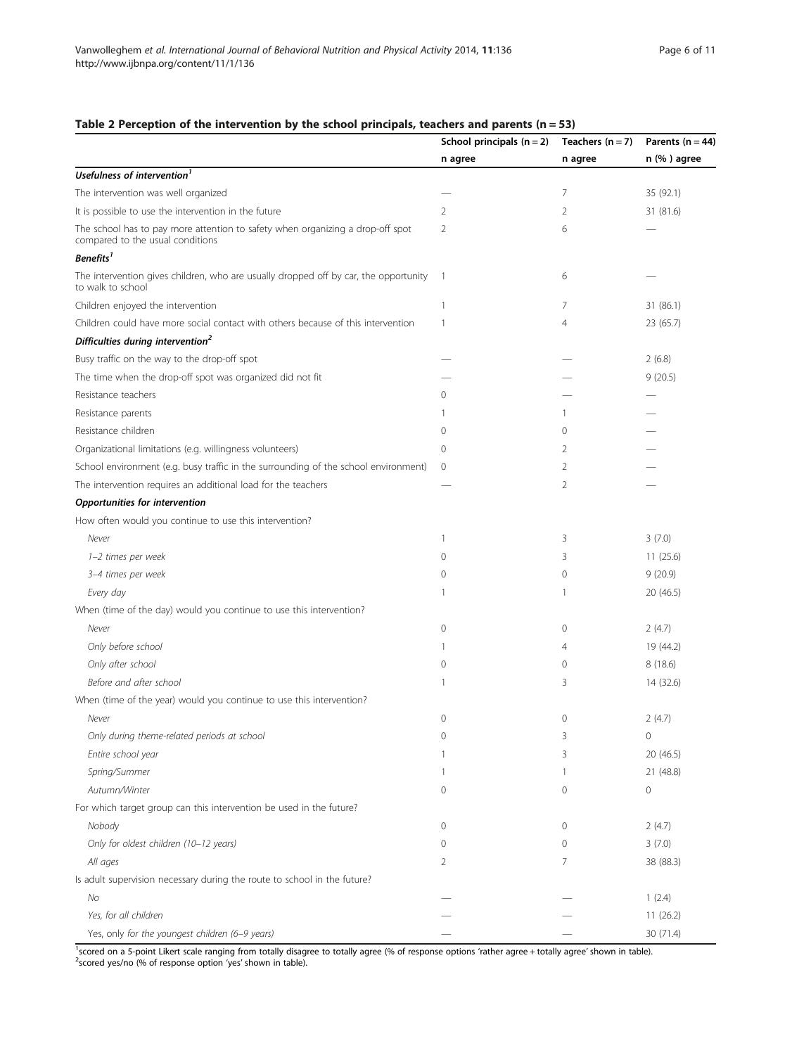**Table 2 Perception of the intervention by the school principals, teachers and parents (n = 53)**

| | School principals (n = 2) | Teachers (n = 7) | Parents (n = 44) |
|---|---|---|---|
| | n agree | n agree | n (% ) agree |
| ***Usefulness of intervention[1]*** | | | |
| The intervention was well organized | — | 7 | 35 (92.1) |
| It is possible to use the intervention in the future | 2 | 2 | 31 (81.6) |
| The school has to pay more attention to safety when organizing a drop-off spot compared to the usual conditions | 2 | 6 | — |
| ***Benefits[1]*** | | | |
| The intervention gives children, who are usually dropped off by car, the opportunity to walk to school | 1 | 6 | — |
| Children enjoyed the intervention | 1 | 7 | 31 (86.1) |
| Children could have more social contact with others because of this intervention | 1 | 4 | 23 (65.7) |
| ***Difficulties during intervention[2]*** | | | |
| Busy traffic on the way to the drop-off spot | — | — | 2 (6.8) |
| The time when the drop-off spot was organized did not fit | — | — | 9 (20.5) |
| Resistance teachers | 0 | — | — |
| Resistance parents | 1 | 1 | — |
| Resistance children | 0 | 0 | — |
| Organizational limitations (e.g. willingness volunteers) | 0 | 2 | — |
| School environment (e.g. busy traffic in the surrounding of the school environment) | 0 | 2 | — |
| The intervention requires an additional load for the teachers | — | 2 | — |
| ***Opportunities for intervention*** | | | |
| How often would you continue to use this intervention? | | | |
| *Never* | 1 | 3 | 3 (7.0) |
| *1–2 times per week* | 0 | 3 | 11 (25.6) |
| *3–4 times per week* | 0 | 0 | 9 (20.9) |
| *Every day* | 1 | 1 | 20 (46.5) |
| When (time of the day) would you continue to use this intervention? | | | |
| *Never* | 0 | 0 | 2 (4.7) |
| *Only before school* | 1 | 4 | 19 (44.2) |
| *Only after school* | 0 | 0 | 8 (18.6) |
| *Before and after school* | 1 | 3 | 14 (32.6) |
| When (time of the year) would you continue to use this intervention? | | | |
| *Never* | 0 | 0 | 2 (4.7) |
| *Only during theme-related periods at school* | 0 | 3 | 0 |
| *Entire school year* | 1 | 3 | 20 (46.5) |
| *Spring/Summer* | 1 | 1 | 21 (48.8) |
| *Autumn/Winter* | 0 | 0 | 0 |
| For which target group can this intervention be used in the future? | | | |
| *Nobody* | 0 | 0 | 2 (4.7) |
| *Only for oldest children (10–12 years)* | 0 | 0 | 3 (7.0) |
| *All ages* | 2 | 7 | 38 (88.3) |
| Is adult supervision necessary during the route to school in the future? | | | |
| *No* | — | — | 1 (2.4) |
| *Yes, for all children* | — | — | 11 (26.2) |
| Yes, only *for the youngest children (6–9 years)* | — | — | 30 (71.4) |

[1]scored on a 5-point Likert scale ranging from totally disagree to totally agree (% of response options 'rather agree + totally agree' shown in table).
[2]scored yes/no (% of response option 'yes' shown in table).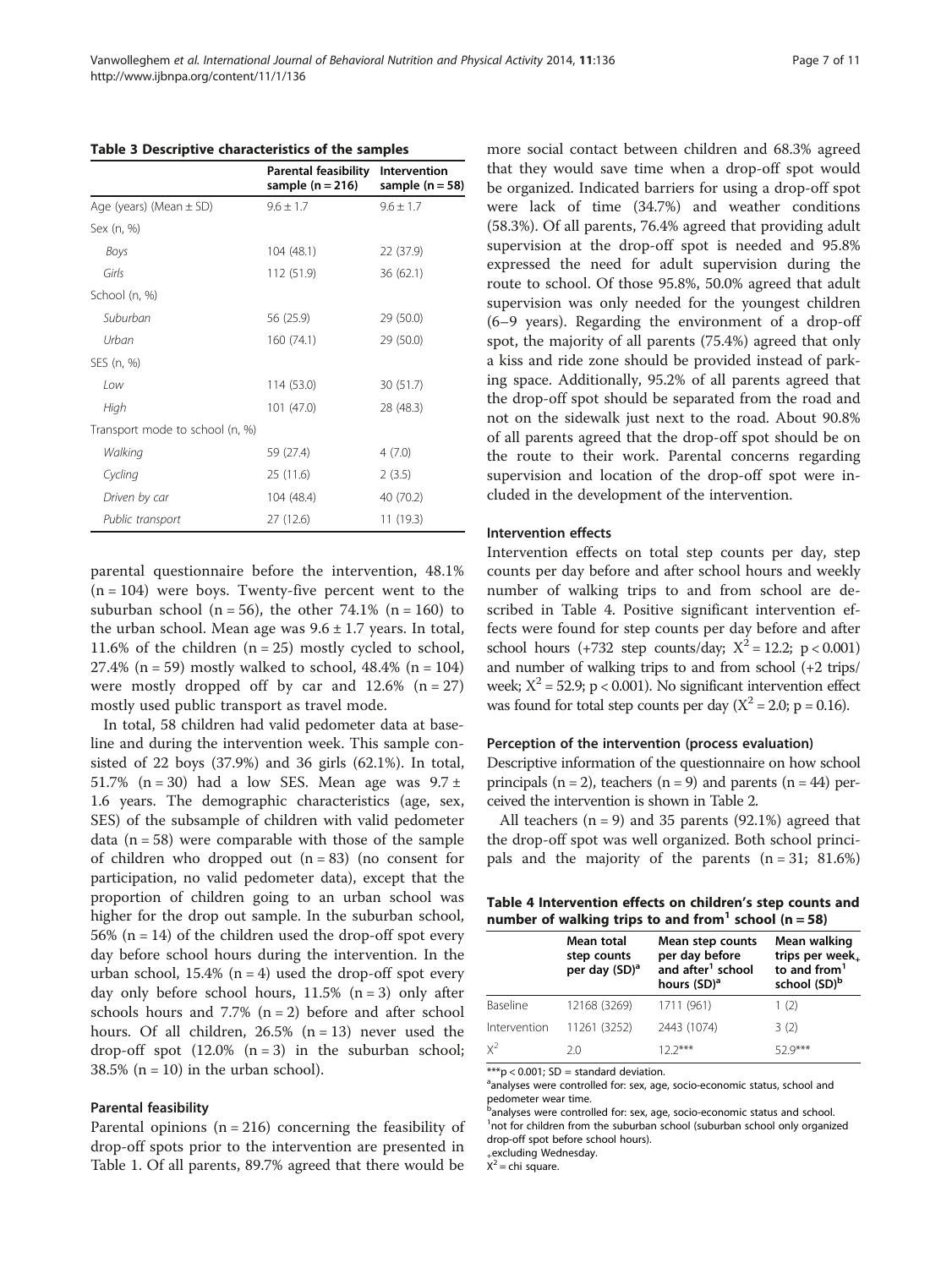**Table 3 Descriptive characteristics of the samples**

| | Parental feasibility sample (n = 216) | Intervention sample (n = 58) |
|---|---|---|
| Age (years) (Mean ± SD) | 9.6 ± 1.7 | 9.6 ± 1.7 |
| Sex (n, %) | | |
| *Boys* | 104 (48.1) | 22 (37.9) |
| *Girls* | 112 (51.9) | 36 (62.1) |
| School (n, %) | | |
| *Suburban* | 56 (25.9) | 29 (50.0) |
| *Urban* | 160 (74.1) | 29 (50.0) |
| SES (n, %) | | |
| *Low* | 114 (53.0) | 30 (51.7) |
| *High* | 101 (47.0) | 28 (48.3) |
| Transport mode to school (n, %) | | |
| *Walking* | 59 (27.4) | 4 (7.0) |
| *Cycling* | 25 (11.6) | 2 (3.5) |
| *Driven by car* | 104 (48.4) | 40 (70.2) |
| *Public transport* | 27 (12.6) | 11 (19.3) |

parental questionnaire before the intervention, 48.1% (n = 104) were boys. Twenty-five percent went to the suburban school (n = 56), the other 74.1% (n = 160) to the urban school. Mean age was 9.6 ± 1.7 years. In total, 11.6% of the children (n = 25) mostly cycled to school, 27.4% (n = 59) mostly walked to school, 48.4% (n = 104) were mostly dropped off by car and 12.6% (n = 27) mostly used public transport as travel mode.

In total, 58 children had valid pedometer data at baseline and during the intervention week. This sample consisted of 22 boys (37.9%) and 36 girls (62.1%). In total, 51.7% (n = 30) had a low SES. Mean age was 9.7 ± 1.6 years. The demographic characteristics (age, sex, SES) of the subsample of children with valid pedometer data (n = 58) were comparable with those of the sample of children who dropped out (n = 83) (no consent for participation, no valid pedometer data), except that the proportion of children going to an urban school was higher for the drop out sample. In the suburban school, 56% (n = 14) of the children used the drop-off spot every day before school hours during the intervention. In the urban school, 15.4% (n = 4) used the drop-off spot every day only before school hours, 11.5% (n = 3) only after schools hours and 7.7% (n = 2) before and after school hours. Of all children, 26.5% (n = 13) never used the drop-off spot (12.0% (n = 3) in the suburban school; 38.5% (n = 10) in the urban school).

### Parental feasibility

Parental opinions (n = 216) concerning the feasibility of drop-off spots prior to the intervention are presented in Table 1. Of all parents, 89.7% agreed that there would be more social contact between children and 68.3% agreed that they would save time when a drop-off spot would be organized. Indicated barriers for using a drop-off spot were lack of time (34.7%) and weather conditions (58.3%). Of all parents, 76.4% agreed that providing adult supervision at the drop-off spot is needed and 95.8% expressed the need for adult supervision during the route to school. Of those 95.8%, 50.0% agreed that adult supervision was only needed for the youngest children (6–9 years). Regarding the environment of a drop-off spot, the majority of all parents (75.4%) agreed that only a kiss and ride zone should be provided instead of parking space. Additionally, 95.2% of all parents agreed that the drop-off spot should be separated from the road and not on the sidewalk just next to the road. About 90.8% of all parents agreed that the drop-off spot should be on the route to their work. Parental concerns regarding supervision and location of the drop-off spot were included in the development of the intervention.

### Intervention effects

Intervention effects on total step counts per day, step counts per day before and after school hours and weekly number of walking trips to and from school are described in Table 4. Positive significant intervention effects were found for step counts per day before and after school hours (+732 step counts/day; $X^2 = 12.2$; $p < 0.001$) and number of walking trips to and from school (+2 trips/week; $X^2 = 52.9$; $p < 0.001$). No significant intervention effect was found for total step counts per day ($X^2 = 2.0$; $p = 0.16$).

### Perception of the intervention (process evaluation)

Descriptive information of the questionnaire on how school principals (n = 2), teachers (n = 9) and parents (n = 44) perceived the intervention is shown in Table 2.

All teachers (n = 9) and 35 parents (92.1%) agreed that the drop-off spot was well organized. Both school principals and the majority of the parents (n = 31; 81.6%)

**Table 4 Intervention effects on children's step counts and number of walking trips to and from[1] school (n = 58)**

| | Mean total step counts per day (SD)[a] | Mean step counts per day before and after[1] school hours (SD)[a] | Mean walking trips per week[+] to and from[1] school (SD)[b] |
|---|---|---|---|
| Baseline | 12168 (3269) | 1711 (961) | 1 (2) |
| Intervention | 11261 (3252) | 2443 (1074) | 3 (2) |
| $X^2$ | 2.0 | 12.2*** | 52.9*** |

***p < 0.001; SD = standard deviation.
[a]analyses were controlled for: sex, age, socio-economic status, school and pedometer wear time.
[b]analyses were controlled for: sex, age, socio-economic status and school.
[1]not for children from the suburban school (suburban school only organized drop-off spot before school hours).
[+]excluding Wednesday.
$X^2$ = chi square.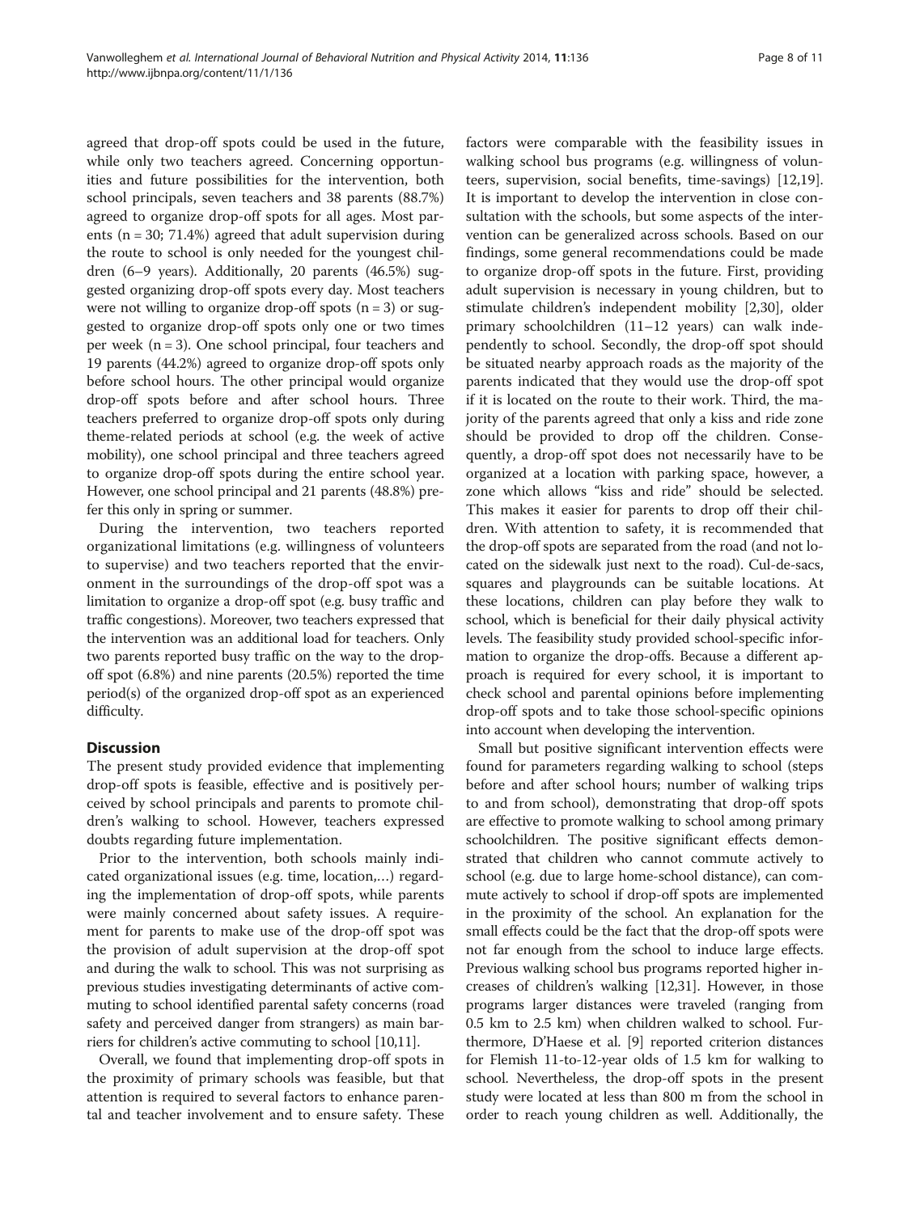agreed that drop-off spots could be used in the future, while only two teachers agreed. Concerning opportunities and future possibilities for the intervention, both school principals, seven teachers and 38 parents (88.7%) agreed to organize drop-off spots for all ages. Most parents (n = 30; 71.4%) agreed that adult supervision during the route to school is only needed for the youngest children (6–9 years). Additionally, 20 parents (46.5%) suggested organizing drop-off spots every day. Most teachers were not willing to organize drop-off spots (n = 3) or suggested to organize drop-off spots only one or two times per week (n = 3). One school principal, four teachers and 19 parents (44.2%) agreed to organize drop-off spots only before school hours. The other principal would organize drop-off spots before and after school hours. Three teachers preferred to organize drop-off spots only during theme-related periods at school (e.g. the week of active mobility), one school principal and three teachers agreed to organize drop-off spots during the entire school year. However, one school principal and 21 parents (48.8%) prefer this only in spring or summer.

During the intervention, two teachers reported organizational limitations (e.g. willingness of volunteers to supervise) and two teachers reported that the environment in the surroundings of the drop-off spot was a limitation to organize a drop-off spot (e.g. busy traffic and traffic congestions). Moreover, two teachers expressed that the intervention was an additional load for teachers. Only two parents reported busy traffic on the way to the drop-off spot (6.8%) and nine parents (20.5%) reported the time period(s) of the organized drop-off spot as an experienced difficulty.

## Discussion

The present study provided evidence that implementing drop-off spots is feasible, effective and is positively perceived by school principals and parents to promote children's walking to school. However, teachers expressed doubts regarding future implementation.

Prior to the intervention, both schools mainly indicated organizational issues (e.g. time, location,…) regarding the implementation of drop-off spots, while parents were mainly concerned about safety issues. A requirement for parents to make use of the drop-off spot was the provision of adult supervision at the drop-off spot and during the walk to school. This was not surprising as previous studies investigating determinants of active commuting to school identified parental safety concerns (road safety and perceived danger from strangers) as main barriers for children's active commuting to school [10,11].

Overall, we found that implementing drop-off spots in the proximity of primary schools was feasible, but that attention is required to several factors to enhance parental and teacher involvement and to ensure safety. These factors were comparable with the feasibility issues in walking school bus programs (e.g. willingness of volunteers, supervision, social benefits, time-savings) [12,19]. It is important to develop the intervention in close consultation with the schools, but some aspects of the intervention can be generalized across schools. Based on our findings, some general recommendations could be made to organize drop-off spots in the future. First, providing adult supervision is necessary in young children, but to stimulate children's independent mobility [2,30], older primary schoolchildren (11–12 years) can walk independently to school. Secondly, the drop-off spot should be situated nearby approach roads as the majority of the parents indicated that they would use the drop-off spot if it is located on the route to their work. Third, the majority of the parents agreed that only a kiss and ride zone should be provided to drop off the children. Consequently, a drop-off spot does not necessarily have to be organized at a location with parking space, however, a zone which allows "kiss and ride" should be selected. This makes it easier for parents to drop off their children. With attention to safety, it is recommended that the drop-off spots are separated from the road (and not located on the sidewalk just next to the road). Cul-de-sacs, squares and playgrounds can be suitable locations. At these locations, children can play before they walk to school, which is beneficial for their daily physical activity levels. The feasibility study provided school-specific information to organize the drop-offs. Because a different approach is required for every school, it is important to check school and parental opinions before implementing drop-off spots and to take those school-specific opinions into account when developing the intervention.

Small but positive significant intervention effects were found for parameters regarding walking to school (steps before and after school hours; number of walking trips to and from school), demonstrating that drop-off spots are effective to promote walking to school among primary schoolchildren. The positive significant effects demonstrated that children who cannot commute actively to school (e.g. due to large home-school distance), can commute actively to school if drop-off spots are implemented in the proximity of the school. An explanation for the small effects could be the fact that the drop-off spots were not far enough from the school to induce large effects. Previous walking school bus programs reported higher increases of children's walking [12,31]. However, in those programs larger distances were traveled (ranging from 0.5 km to 2.5 km) when children walked to school. Furthermore, D'Haese et al. [9] reported criterion distances for Flemish 11-to-12-year olds of 1.5 km for walking to school. Nevertheless, the drop-off spots in the present study were located at less than 800 m from the school in order to reach young children as well. Additionally, the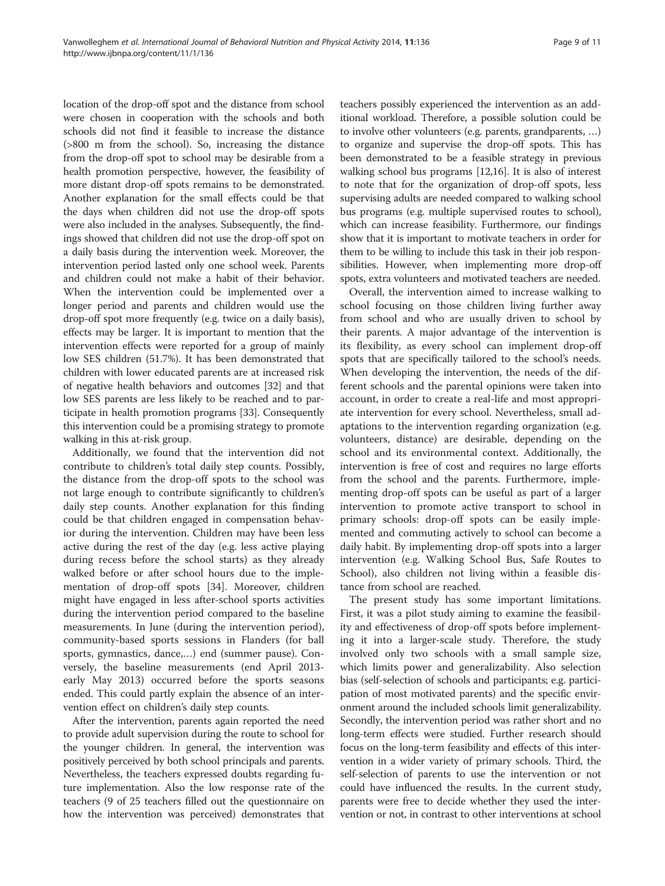location of the drop-off spot and the distance from school were chosen in cooperation with the schools and both schools did not find it feasible to increase the distance (>800 m from the school). So, increasing the distance from the drop-off spot to school may be desirable from a health promotion perspective, however, the feasibility of more distant drop-off spots remains to be demonstrated. Another explanation for the small effects could be that the days when children did not use the drop-off spots were also included in the analyses. Subsequently, the findings showed that children did not use the drop-off spot on a daily basis during the intervention week. Moreover, the intervention period lasted only one school week. Parents and children could not make a habit of their behavior. When the intervention could be implemented over a longer period and parents and children would use the drop-off spot more frequently (e.g. twice on a daily basis), effects may be larger. It is important to mention that the intervention effects were reported for a group of mainly low SES children (51.7%). It has been demonstrated that children with lower educated parents are at increased risk of negative health behaviors and outcomes [32] and that low SES parents are less likely to be reached and to participate in health promotion programs [33]. Consequently this intervention could be a promising strategy to promote walking in this at-risk group.

Additionally, we found that the intervention did not contribute to children's total daily step counts. Possibly, the distance from the drop-off spots to the school was not large enough to contribute significantly to children's daily step counts. Another explanation for this finding could be that children engaged in compensation behavior during the intervention. Children may have been less active during the rest of the day (e.g. less active playing during recess before the school starts) as they already walked before or after school hours due to the implementation of drop-off spots [34]. Moreover, children might have engaged in less after-school sports activities during the intervention period compared to the baseline measurements. In June (during the intervention period), community-based sports sessions in Flanders (for ball sports, gymnastics, dance,…) end (summer pause). Conversely, the baseline measurements (end April 2013-early May 2013) occurred before the sports seasons ended. This could partly explain the absence of an intervention effect on children's daily step counts.

After the intervention, parents again reported the need to provide adult supervision during the route to school for the younger children. In general, the intervention was positively perceived by both school principals and parents. Nevertheless, the teachers expressed doubts regarding future implementation. Also the low response rate of the teachers (9 of 25 teachers filled out the questionnaire on how the intervention was perceived) demonstrates that teachers possibly experienced the intervention as an additional workload. Therefore, a possible solution could be to involve other volunteers (e.g. parents, grandparents, …) to organize and supervise the drop-off spots. This has been demonstrated to be a feasible strategy in previous walking school bus programs [12,16]. It is also of interest to note that for the organization of drop-off spots, less supervising adults are needed compared to walking school bus programs (e.g. multiple supervised routes to school), which can increase feasibility. Furthermore, our findings show that it is important to motivate teachers in order for them to be willing to include this task in their job responsibilities. However, when implementing more drop-off spots, extra volunteers and motivated teachers are needed.

Overall, the intervention aimed to increase walking to school focusing on those children living further away from school and who are usually driven to school by their parents. A major advantage of the intervention is its flexibility, as every school can implement drop-off spots that are specifically tailored to the school's needs. When developing the intervention, the needs of the different schools and the parental opinions were taken into account, in order to create a real-life and most appropriate intervention for every school. Nevertheless, small adaptations to the intervention regarding organization (e.g. volunteers, distance) are desirable, depending on the school and its environmental context. Additionally, the intervention is free of cost and requires no large efforts from the school and the parents. Furthermore, implementing drop-off spots can be useful as part of a larger intervention to promote active transport to school in primary schools: drop-off spots can be easily implemented and commuting actively to school can become a daily habit. By implementing drop-off spots into a larger intervention (e.g. Walking School Bus, Safe Routes to School), also children not living within a feasible distance from school are reached.

The present study has some important limitations. First, it was a pilot study aiming to examine the feasibility and effectiveness of drop-off spots before implementing it into a larger-scale study. Therefore, the study involved only two schools with a small sample size, which limits power and generalizability. Also selection bias (self-selection of schools and participants; e.g. participation of most motivated parents) and the specific environment around the included schools limit generalizability. Secondly, the intervention period was rather short and no long-term effects were studied. Further research should focus on the long-term feasibility and effects of this intervention in a wider variety of primary schools. Third, the self-selection of parents to use the intervention or not could have influenced the results. In the current study, parents were free to decide whether they used the intervention or not, in contrast to other interventions at school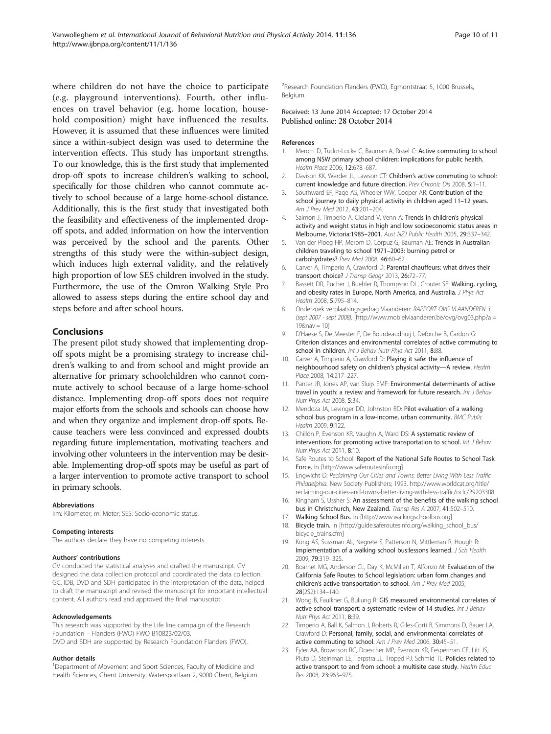where children do not have the choice to participate (e.g. playground interventions). Fourth, other influences on travel behavior (e.g. home location, household composition) might have influenced the results. However, it is assumed that these influences were limited since a within-subject design was used to determine the intervention effects. This study has important strengths. To our knowledge, this is the first study that implemented drop-off spots to increase children's walking to school, specifically for those children who cannot commute actively to school because of a large home-school distance. Additionally, this is the first study that investigated both the feasibility and effectiveness of the implemented drop-off spots, and added information on how the intervention was perceived by the school and the parents. Other strengths of this study were the within-subject design, which induces high external validity, and the relatively high proportion of low SES children involved in the study. Furthermore, the use of the Omron Walking Style Pro allowed to assess steps during the entire school day and steps before and after school hours.

## Conclusions

The present pilot study showed that implementing drop-off spots might be a promising strategy to increase children's walking to and from school and might provide an alternative for primary schoolchildren who cannot commute actively to school because of a large home-school distance. Implementing drop-off spots does not require major efforts from the schools and schools can choose how and when they organize and implement drop-off spots. Because teachers were less convinced and expressed doubts regarding future implementation, motivating teachers and involving other volunteers in the intervention may be desirable. Implementing drop-off spots may be useful as part of a larger intervention to promote active transport to school in primary schools.

#### Abbreviations

km: Kilometer; m: Meter; SES: Socio-economic status.

#### Competing interests

The authors declare they have no competing interests.

#### Authors' contributions

GV conducted the statistical analyses and drafted the manuscript. GV designed the data collection protocol and coordinated the data collection. GC, IDB, DVD and SDH participated in the interpretation of the data, helped to draft the manuscript and revised the manuscript for important intellectual content. All authors read and approved the final manuscript.

#### Acknowledgements

This research was supported by the Life line campaign of the Research Foundation – Flanders (FWO) FWO B10823/02/03.
DVD and SDH are supported by Research Foundation Flanders (FWO).

#### Author details

[1]Department of Movement and Sport Sciences, Faculty of Medicine and Health Sciences, Ghent University, Watersportlaan 2, 9000 Ghent, Belgium. [2]Research Foundation Flanders (FWO), Egmontstraat 5, 1000 Brussels, Belgium.

Received: 13 June 2014 Accepted: 17 October 2014
Published online: 28 October 2014

#### References

1. Merom D, Tudor-Locke C, Bauman A, Rissel C: **Active commuting to school among NSW primary school children: implications for public health.** *Health Place* 2006, **12:**678–687.
2. Davison KK, Werder JL, Lawson CT: **Children's active commuting to school: current knowledge and future direction.** *Prev Chronic Dis* 2008, **5:**1–11.
3. Southward EF, Page AS, Wheeler WW, Cooper AR: **Contribution of the school journey to daily physical activity in children aged 11–12 years.** *Am J Prev Med* 2012, **43:**201–204.
4. Salmon J, Timperio A, Cleland V, Venn A: **Trends in children's physical activity and weight status in high and low socioeconomic status areas in Melbourne, Victoria:1985–2001.** *Aust NZJ Public Health* 2005, **29:**337–342.
5. Van der Ploeg HP, Merom D, Corpuz G, Bauman AE: **Trends in Australian children traveling to school 1971–2003: burning petrol or carbohydrates?** *Prev Med* 2008, **46:**60–62.
6. Carver A, Timperio A, Crawford D: **Parental chauffeurs: what drives their transport choice?** *J Transp Geogr* 2013, **26:**72–77.
7. Bassett DR, Pucher J, Buehler R, Thompson DL, Crouter SE: **Walking, cycling, and obesity rates in Europe, North America, and Australia.** *J Phys Act Health* 2008, **5:**795–814.
8. Onderzoek verplaatsingsgedrag Vlaanderen: *RAPPORT OVG VLAANDEREN 3 (sept 2007 - sept 2008).* [http://www.mobielvlaanderen.be/ovg/ovg03.php?a = 19&nav = 10]
9. D'Haese S, De Meester F, De Bourdeaudhuij I, Deforche B, Cardon G: **Criterion distances and environmental correlates of active commuting to school in children.** *Int J Behav Nutr Phys Act* 2011, **8:**88.
10. Carver A, Timperio A, Crawford D: **Playing it safe: the influence of neighbourhood safety on children's physical activity—A review.** *Health Place* 2008, **14:**217–227.
11. Panter JR, Jones AP, van Sluijs EMF: **Environmental determinants of active travel in youth: a review and framework for future research.** *Int J Behav Nutr Phys Act* 2008, **5:**34.
12. Mendoza JA, Levinger DD, Johnston BD: **Pilot evaluation of a walking school bus program in a low-income, urban community.** *BMC Public Health* 2009, **9:**122.
13. Chillón P, Evenson KR, Vaughn A, Ward DS: **A systematic review of interventions for promoting active transportation to school.** *Int J Behav Nutr Phys Act* 2011, **8:**10.
14. Safe Routes to School: **Report of the National Safe Routes to School Task Force.** In [http://www.saferoutesinfo.org]
15. Engwicht D: *Reclaiming Our Cities and Towns: Better Living With Less Traffic Philadelphia.* New Society Publishers; 1993. http://www.worldcat.org/title/reclaiming-our-cities-and-towns-better-living-with-less-traffic/oclc/29203308.
16. Kingham S, Ussher S: **An assessment of the benefits of the walking school bus in Christchurch, New Zealand.** *Transp Res A* 2007, **41:**502–510.
17. **Walking School Bus.** In [http://www.walkingschoolbus.org]
18. **Bicycle train.** In [http://guide.saferoutesinfo.org/walking_school_bus/bicycle_trains.cfm]
19. Kong AS, Sussman AL, Negrete S, Patterson N, Mittleman R, Hough R: **Implementation of a walking school bus:lessons learned.** *J Sch Health* 2009, **79:**319–325.
20. Boarnet MG, Anderson CL, Day K, McMillan T, Alfonzo M: **Evaluation of the California Safe Routes to School legislation: urban form changes and children's active transportation to school.** *Am J Prev Med* 2005, **28**(2S2):134–140.
21. Wong B, Faulkner G, Buliung R: **GIS measured environmental correlates of active school transport: a systematic review of 14 studies.** *Int J Behav Nutr Phys Act* 2011, **8:**39.
22. Timperio A, Ball K, Salmon J, Roberts R, Giles-Corti B, Simmons D, Bauer LA, Crawford D: **Personal, family, social, and environmental correlates of active commuting to school.** *Am J Prev Med* 2006, **30:**45–51.
23. Eyler AA, Brownson RC, Doescher MP, Evenson KR, Fesperman CE, Litt JS, Pluto D, Steinman LE, Terpstra JL, Troped PJ, Schmid TL: **Policies related to active transport to and from school: a multisite case study.** *Health Educ Res* 2008, **23:**963–975.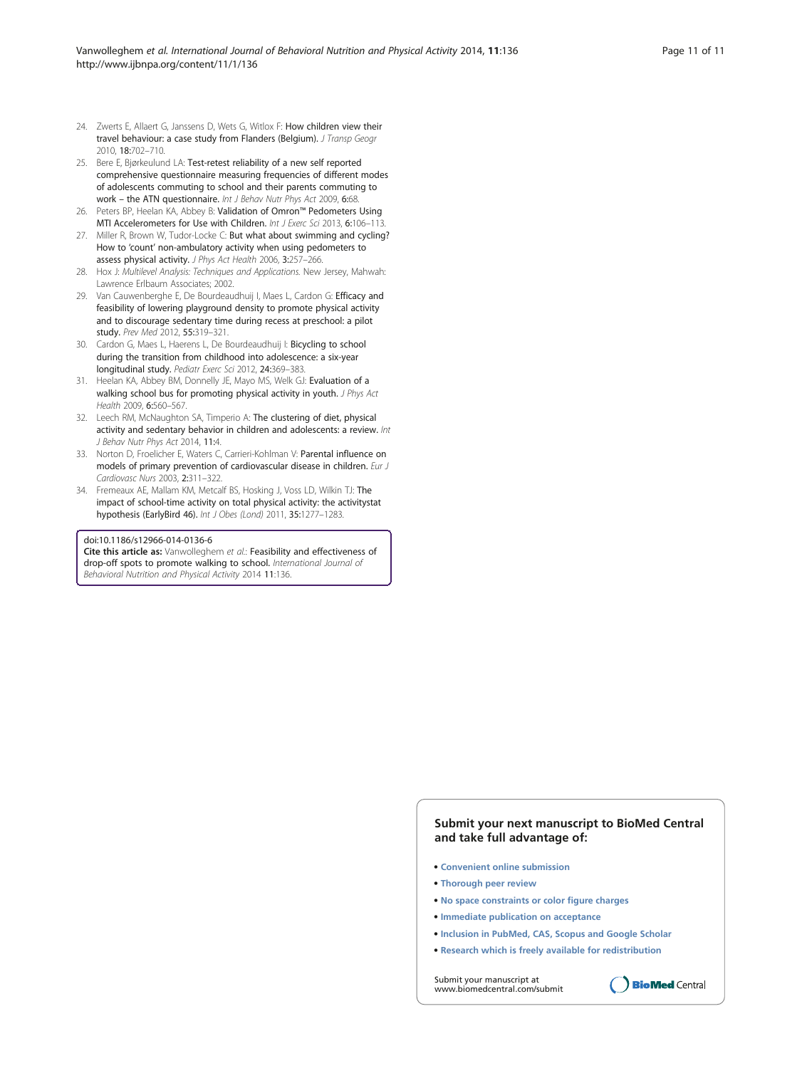24. Zwerts E, Allaert G, Janssens D, Wets G, Witlox F: How children view their travel behaviour: a case study from Flanders (Belgium). *J Transp Geogr* 2010, **18**:702–710.
25. Bere E, Bjørkeulund LA: Test-retest reliability of a new self reported comprehensive questionnaire measuring frequencies of different modes of adolescents commuting to school and their parents commuting to work – the ATN questionnaire. *Int J Behav Nutr Phys Act* 2009, **6**:68.
26. Peters BP, Heelan KA, Abbey B: Validation of Omron™ Pedometers Using MTI Accelerometers for Use with Children. *Int J Exerc Sci* 2013, **6**:106–113.
27. Miller R, Brown W, Tudor-Locke C: But what about swimming and cycling? How to 'count' non-ambulatory activity when using pedometers to assess physical activity. *J Phys Act Health* 2006, **3**:257–266.
28. Hox J: *Multilevel Analysis: Techniques and Applications.* New Jersey, Mahwah: Lawrence Erlbaum Associates; 2002.
29. Van Cauwenberghe E, De Bourdeaudhuij I, Maes L, Cardon G: Efficacy and feasibility of lowering playground density to promote physical activity and to discourage sedentary time during recess at preschool: a pilot study. *Prev Med* 2012, **55**:319–321.
30. Cardon G, Maes L, Haerens L, De Bourdeaudhuij I: Bicycling to school during the transition from childhood into adolescence: a six-year longitudinal study. *Pediatr Exerc Sci* 2012, **24**:369–383.
31. Heelan KA, Abbey BM, Donnelly JE, Mayo MS, Welk GJ: Evaluation of a walking school bus for promoting physical activity in youth. *J Phys Act Health* 2009, **6**:560–567.
32. Leech RM, McNaughton SA, Timperio A: The clustering of diet, physical activity and sedentary behavior in children and adolescents: a review. *Int J Behav Nutr Phys Act* 2014, **11**:4.
33. Norton D, Froelicher E, Waters C, Carrieri-Kohlman V: Parental influence on models of primary prevention of cardiovascular disease in children. *Eur J Cardiovasc Nurs* 2003, **2**:311–322.
34. Fremeaux AE, Mallam KM, Metcalf BS, Hosking J, Voss LD, Wilkin TJ: The impact of school-time activity on total physical activity: the activitystat hypothesis (EarlyBird 46). *Int J Obes (Lond)* 2011, **35**:1277–1283.

doi:10.1186/s12966-014-0136-6
**Cite this article as:** Vanwolleghem *et al.*: Feasibility and effectiveness of drop-off spots to promote walking to school. *International Journal of Behavioral Nutrition and Physical Activity* 2014 **11**:136.

**Submit your next manuscript to BioMed Central and take full advantage of:**

- **Convenient online submission**
- **Thorough peer review**
- **No space constraints or color figure charges**
- **Immediate publication on acceptance**
- **Inclusion in PubMed, CAS, Scopus and Google Scholar**
- **Research which is freely available for redistribution**

Submit your manuscript at
www.biomedcentral.com/submit

BioMed Central